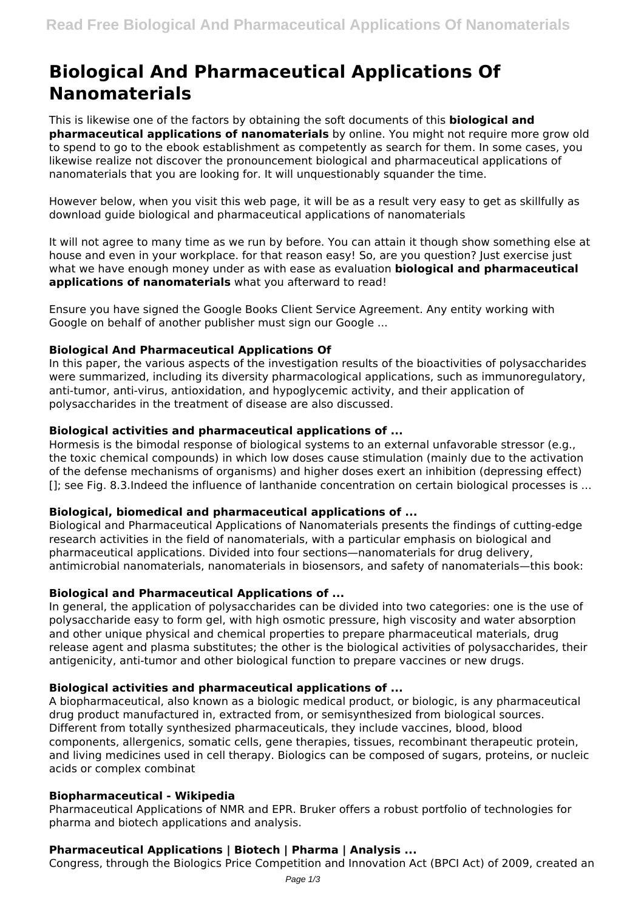# Biological And Pharmaceutical Applications Of Nanomaterials

This is likewise one of the factors by obtaining the soft documents of this **biological and pharmaceutical applications of nanomaterials** by online. You might not require more grow old to spend to go to the ebook establishment as competently as search for them. In some cases, you likewise realize not discover the pronouncement biological and pharmaceutical applications of nanomaterials that you are looking for. It will unquestionably squander the time.

However below, when you visit this web page, it will be as a result very easy to get as skillfully as download guide biological and pharmaceutical applications of nanomaterials

It will not agree to many time as we run by before. You can attain it though show something else at house and even in your workplace. for that reason easy! So, are you question? Just exercise just what we have enough money under as with ease as evaluation **biological and pharmaceutical applications of nanomaterials** what you afterward to read!

Ensure you have signed the Google Books Client Service Agreement. Any entity working with Google on behalf of another publisher must sign our Google ...

### Biological And Pharmaceutical Applications Of

In this paper, the various aspects of the investigation results of the bioactivities of polysaccharides were summarized, including its diversity pharmacological applications, such as immunoregulatory, anti-tumor, anti-virus, antioxidation, and hypoglycemic activity, and their application of polysaccharides in the treatment of disease are also discussed.

### Biological activities and pharmaceutical applications of ...

Hormesis is the bimodal response of biological systems to an external unfavorable stressor (e.g., the toxic chemical compounds) in which low doses cause stimulation (mainly due to the activation of the defense mechanisms of organisms) and higher doses exert an inhibition (depressing effect) []; see Fig. 8.3.Indeed the influence of lanthanide concentration on certain biological processes is ...

### Biological, biomedical and pharmaceutical applications of ...

Biological and Pharmaceutical Applications of Nanomaterials presents the findings of cutting-edge research activities in the field of nanomaterials, with a particular emphasis on biological and pharmaceutical applications. Divided into four sections—nanomaterials for drug delivery, antimicrobial nanomaterials, nanomaterials in biosensors, and safety of nanomaterials—this book:

### Biological and Pharmaceutical Applications of ...

In general, the application of polysaccharides can be divided into two categories: one is the use of polysaccharide easy to form gel, with high osmotic pressure, high viscosity and water absorption and other unique physical and chemical properties to prepare pharmaceutical materials, drug release agent and plasma substitutes; the other is the biological activities of polysaccharides, their antigenicity, anti-tumor and other biological function to prepare vaccines or new drugs.

### Biological activities and pharmaceutical applications of ...

A biopharmaceutical, also known as a biologic medical product, or biologic, is any pharmaceutical drug product manufactured in, extracted from, or semisynthesized from biological sources. Different from totally synthesized pharmaceuticals, they include vaccines, blood, blood components, allergenics, somatic cells, gene therapies, tissues, recombinant therapeutic protein, and living medicines used in cell therapy. Biologics can be composed of sugars, proteins, or nucleic acids or complex combinat

### Biopharmaceutical - Wikipedia

Pharmaceutical Applications of NMR and EPR. Bruker offers a robust portfolio of technologies for pharma and biotech applications and analysis.

### Pharmaceutical Applications | Biotech | Pharma | Analysis ...

Congress, through the Biologics Price Competition and Innovation Act (BPCI Act) of 2009, created an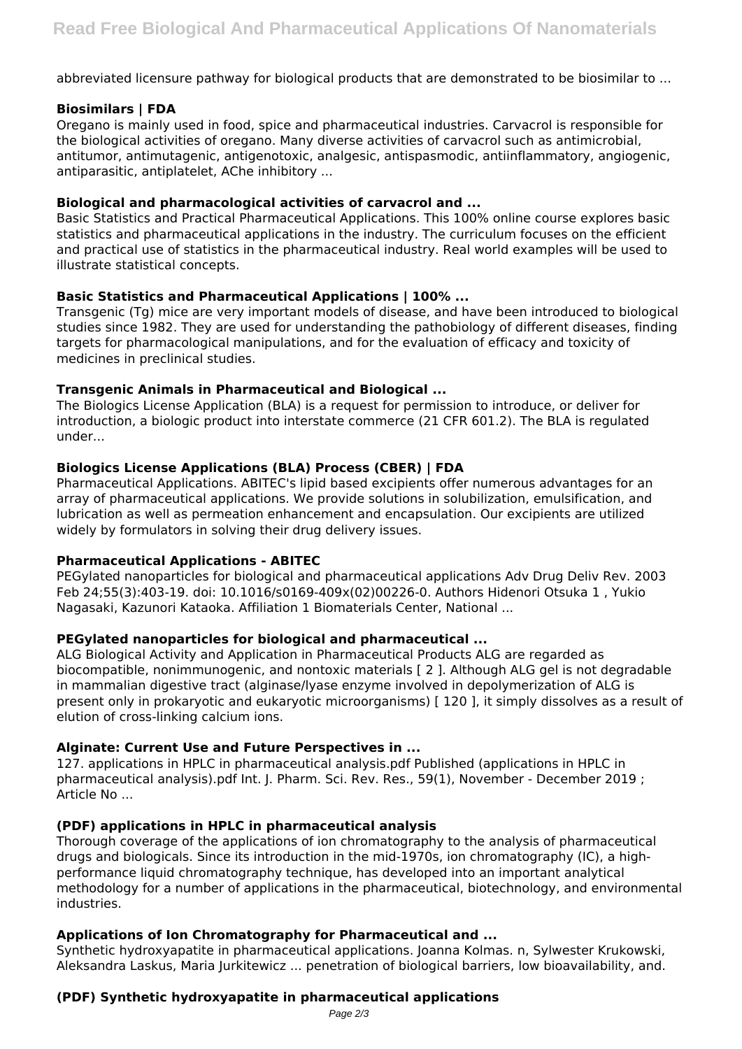abbreviated licensure pathway for biological products that are demonstrated to be biosimilar to ...

**Biosimilars | FDA**

Oregano is mainly used in food, spice and pharmaceutical industries. Carvacrol is responsible for the biological activities of oregano. Many diverse activities of carvacrol such as antimicrobial, antitumor, antimutagenic, antigenotoxic, analgesic, antispasmodic, antiinflammatory, angiogenic, antiparasitic, antiplatelet, AChe inhibitory ...

**Biological and pharmacological activities of carvacrol and ...**

Basic Statistics and Practical Pharmaceutical Applications. This 100% online course explores basic statistics and pharmaceutical applications in the industry. The curriculum focuses on the efficient and practical use of statistics in the pharmaceutical industry. Real world examples will be used to illustrate statistical concepts.

**Basic Statistics and Pharmaceutical Applications | 100% ...**

Transgenic (Tg) mice are very important models of disease, and have been introduced to biological studies since 1982. They are used for understanding the pathobiology of different diseases, finding targets for pharmacological manipulations, and for the evaluation of efficacy and toxicity of medicines in preclinical studies.

**Transgenic Animals in Pharmaceutical and Biological ...**

The Biologics License Application (BLA) is a request for permission to introduce, or deliver for introduction, a biologic product into interstate commerce (21 CFR 601.2). The BLA is regulated under...

**Biologics License Applications (BLA) Process (CBER) | FDA**

Pharmaceutical Applications. ABITEC's lipid based excipients offer numerous advantages for an array of pharmaceutical applications. We provide solutions in solubilization, emulsification, and lubrication as well as permeation enhancement and encapsulation. Our excipients are utilized widely by formulators in solving their drug delivery issues.

**Pharmaceutical Applications - ABITEC**

PEGylated nanoparticles for biological and pharmaceutical applications Adv Drug Deliv Rev. 2003 Feb 24;55(3):403-19. doi: 10.1016/s0169-409x(02)00226-0. Authors Hidenori Otsuka 1 , Yukio Nagasaki, Kazunori Kataoka. Affiliation 1 Biomaterials Center, National ...

**PEGylated nanoparticles for biological and pharmaceutical ...**

ALG Biological Activity and Application in Pharmaceutical Products ALG are regarded as biocompatible, nonimmunogenic, and nontoxic materials [ 2 ]. Although ALG gel is not degradable in mammalian digestive tract (alginase/lyase enzyme involved in depolymerization of ALG is present only in prokaryotic and eukaryotic microorganisms) [ 120 ], it simply dissolves as a result of elution of cross-linking calcium ions.

**Alginate: Current Use and Future Perspectives in ...**

127. applications in HPLC in pharmaceutical analysis.pdf Published (applications in HPLC in pharmaceutical analysis).pdf Int. J. Pharm. Sci. Rev. Res., 59(1), November - December 2019 ; Article No ...

**(PDF) applications in HPLC in pharmaceutical analysis**

Thorough coverage of the applications of ion chromatography to the analysis of pharmaceutical drugs and biologicals. Since its introduction in the mid-1970s, ion chromatography (IC), a high-performance liquid chromatography technique, has developed into an important analytical methodology for a number of applications in the pharmaceutical, biotechnology, and environmental industries.

**Applications of Ion Chromatography for Pharmaceutical and ...**

Synthetic hydroxyapatite in pharmaceutical applications. Joanna Kolmas. n, Sylwester Krukowski, Aleksandra Laskus, Maria Jurkitewicz ... penetration of biological barriers, low bioavailability, and.

**(PDF) Synthetic hydroxyapatite in pharmaceutical applications**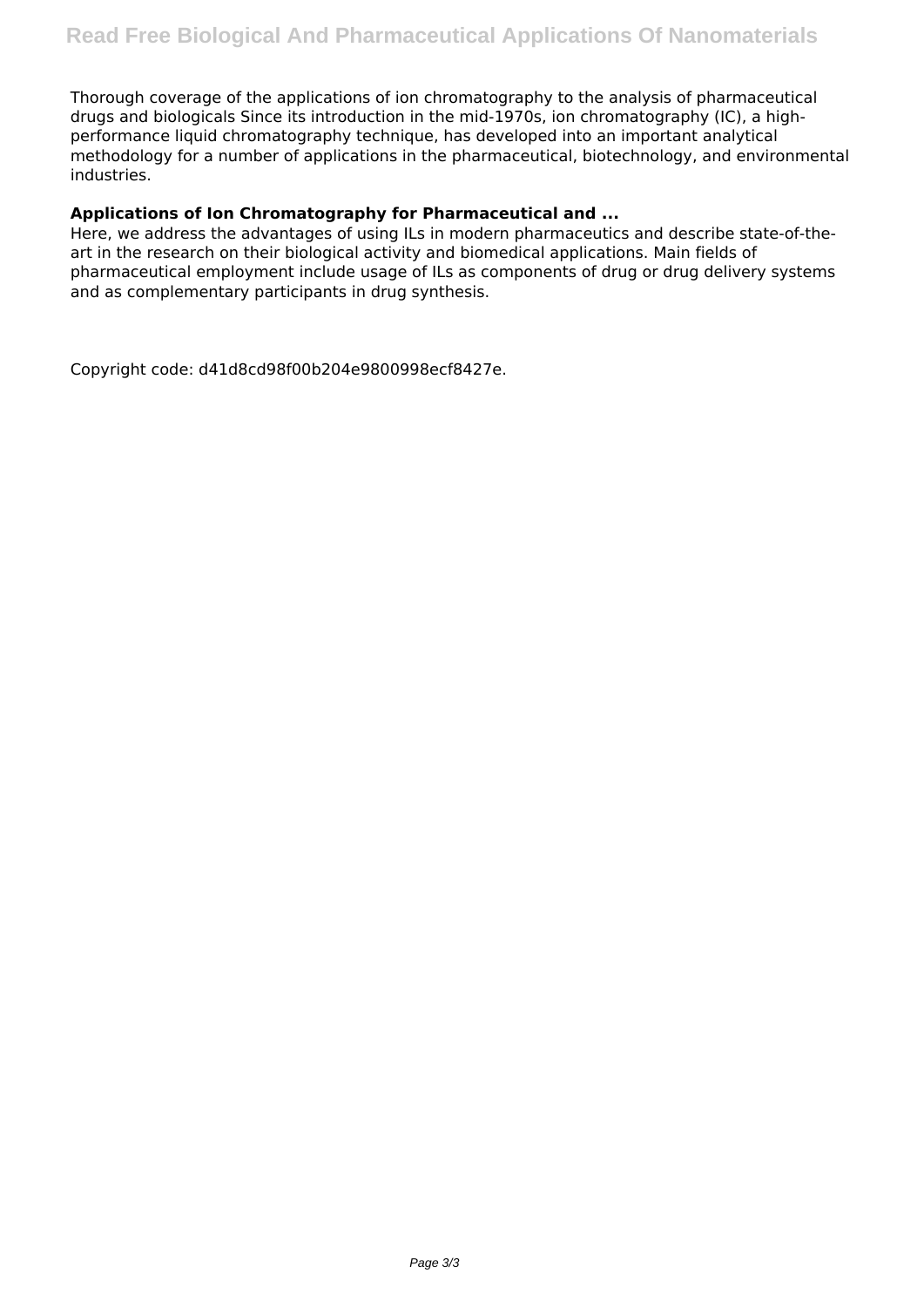Thorough coverage of the applications of ion chromatography to the analysis of pharmaceutical drugs and biologicals Since its introduction in the mid-1970s, ion chromatography (IC), a high-performance liquid chromatography technique, has developed into an important analytical methodology for a number of applications in the pharmaceutical, biotechnology, and environmental industries.

**Applications of Ion Chromatography for Pharmaceutical and ...**

Here, we address the advantages of using ILs in modern pharmaceutics and describe state-of-the-art in the research on their biological activity and biomedical applications. Main fields of pharmaceutical employment include usage of ILs as components of drug or drug delivery systems and as complementary participants in drug synthesis.

Copyright code: d41d8cd98f00b204e9800998ecf8427e.